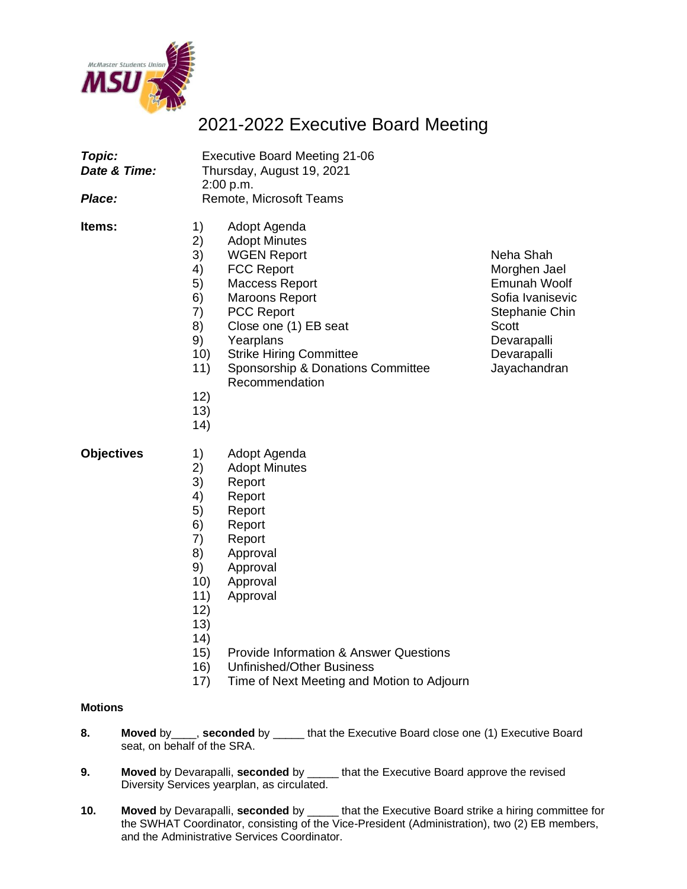# 2021-2022 Executive Board Meeting

| | |
|---|---|
| ***Topic:*** | Executive Board Meeting 21-06 |
| ***Date & Time:*** | Thursday, August 19, 2021<br>2:00 p.m. |
| ***Place:*** | Remote, Microsoft Teams |

**Items:**

| # | Item | |
|---|---|---|
| 1) | Adopt Agenda | |
| 2) | Adopt Minutes | |
| 3) | WGEN Report | Neha Shah |
| 4) | FCC Report | Morghen Jael |
| 5) | Maccess Report | Emunah Woolf |
| 6) | Maroons Report | Sofia Ivanisevic |
| 7) | PCC Report | Stephanie Chin |
| 8) | Close one (1) EB seat | Scott |
| 9) | Yearplans | Devarapalli |
| 10) | Strike Hiring Committee | Devarapalli |
| 11) | Sponsorship & Donations Committee Recommendation | Jayachandran |
| 12) | | |
| 13) | | |
| 14) | | |

**Objectives**

1) Adopt Agenda
2) Adopt Minutes
3) Report
4) Report
5) Report
6) Report
7) Report
8) Approval
9) Approval
10) Approval
11) Approval
12)
13)
14)
15) Provide Information & Answer Questions
16) Unfinished/Other Business
17) Time of Next Meeting and Motion to Adjourn

**Motions**

**8.** **Moved** by____, **seconded** by _____ that the Executive Board close one (1) Executive Board seat, on behalf of the SRA.

**9.** **Moved** by Devarapalli, **seconded** by _____ that the Executive Board approve the revised Diversity Services yearplan, as circulated.

**10.** **Moved** by Devarapalli, **seconded** by _____ that the Executive Board strike a hiring committee for the SWHAT Coordinator, consisting of the Vice-President (Administration), two (2) EB members, and the Administrative Services Coordinator.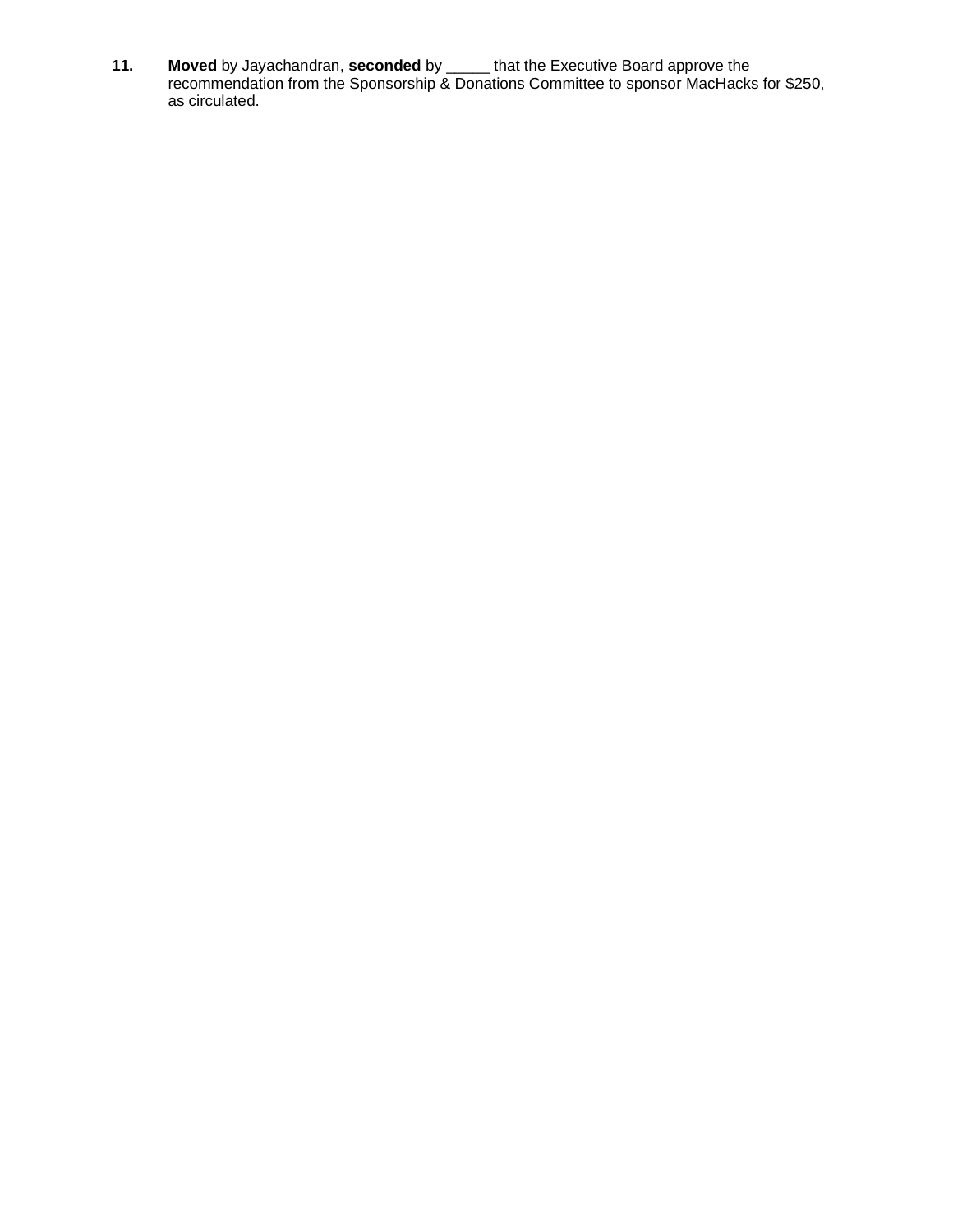**11.** **Moved** by Jayachandran, **seconded** by _____ that the Executive Board approve the recommendation from the Sponsorship & Donations Committee to sponsor MacHacks for $250, as circulated.